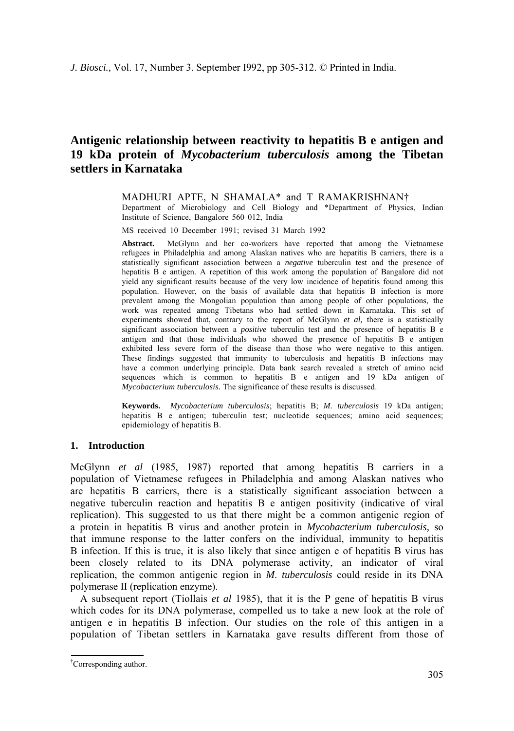# Antigenic relationship between reactivity to hepatitis B e antigen and 19 kDa protein of *Mycobacterium tuberculosis* among the Tibetan settlers in Karnataka

MADHURI APTE, N SHAMALA* and T RAMAKRISHNAN†

Department of Microbiology and Cell Biology and *Department of Physics, Indian Institute of Science, Bangalore 560 012, India

MS received 10 December 1991; revised 31 March 1992

**Abstract.** McGlynn and her co-workers have reported that among the Vietnamese refugees in Philadelphia and among Alaskan natives who are hepatitis B carriers, there is a statistically significant association between a *negative* tuberculin test and the presence of hepatitis B e antigen. A repetition of this work among the population of Bangalore did not yield any significant results because of the very low incidence of hepatitis found among this population. However, on the basis of available data that hepatitis B infection is more prevalent among the Mongolian population than among people of other populations, the work was repeated among Tibetans who had settled down in Karnataka. This set of experiments showed that, contrary to the report of McGlynn *et al,* there is a statistically significant association between a *positive* tuberculin test and the presence of hepatitis B e antigen and that those individuals who showed the presence of hepatitis B e antigen exhibited less severe form of the disease than those who were negative to this antigen. These findings suggested that immunity to tuberculosis and hepatitis B infections may have a common underlying principle. Data bank search revealed a stretch of amino acid sequences which is common to hepatitis B e antigen and 19 kDa antigen of *Mycobacterium tuberculosis.* The significance of these results is discussed.

**Keywords.** *Mycobacterium tuberculosis*; hepatitis B; *M. tuberculosis* 19 kDa antigen; hepatitis B e antigen; tuberculin test; nucleotide sequences; amino acid sequences; epidemiology of hepatitis B.

## 1. Introduction

McGlynn *et al* (1985, 1987) reported that among hepatitis B carriers in a population of Vietnamese refugees in Philadelphia and among Alaskan natives who are hepatitis B carriers, there is a statistically significant association between a negative tuberculin reaction and hepatitis B e antigen positivity (indicative of viral replication). This suggested to us that there might be a common antigenic region of a protein in hepatitis B virus and another protein in *Mycobacterium tuberculosis,* so that immune response to the latter confers on the individual, immunity to hepatitis B infection. If this is true, it is also likely that since antigen e of hepatitis B virus has been closely related to its DNA polymerase activity, an indicator of viral replication, the common antigenic region in *M. tuberculosis* could reside in its DNA polymerase II (replication enzyme).

A subsequent report (Tiollais *et al* 1985), that it is the P gene of hepatitis B virus which codes for its DNA polymerase, compelled us to take a new look at the role of antigen e in hepatitis B infection. Our studies on the role of this antigen in a population of Tibetan settlers in Karnataka gave results different from those of

†Corresponding author.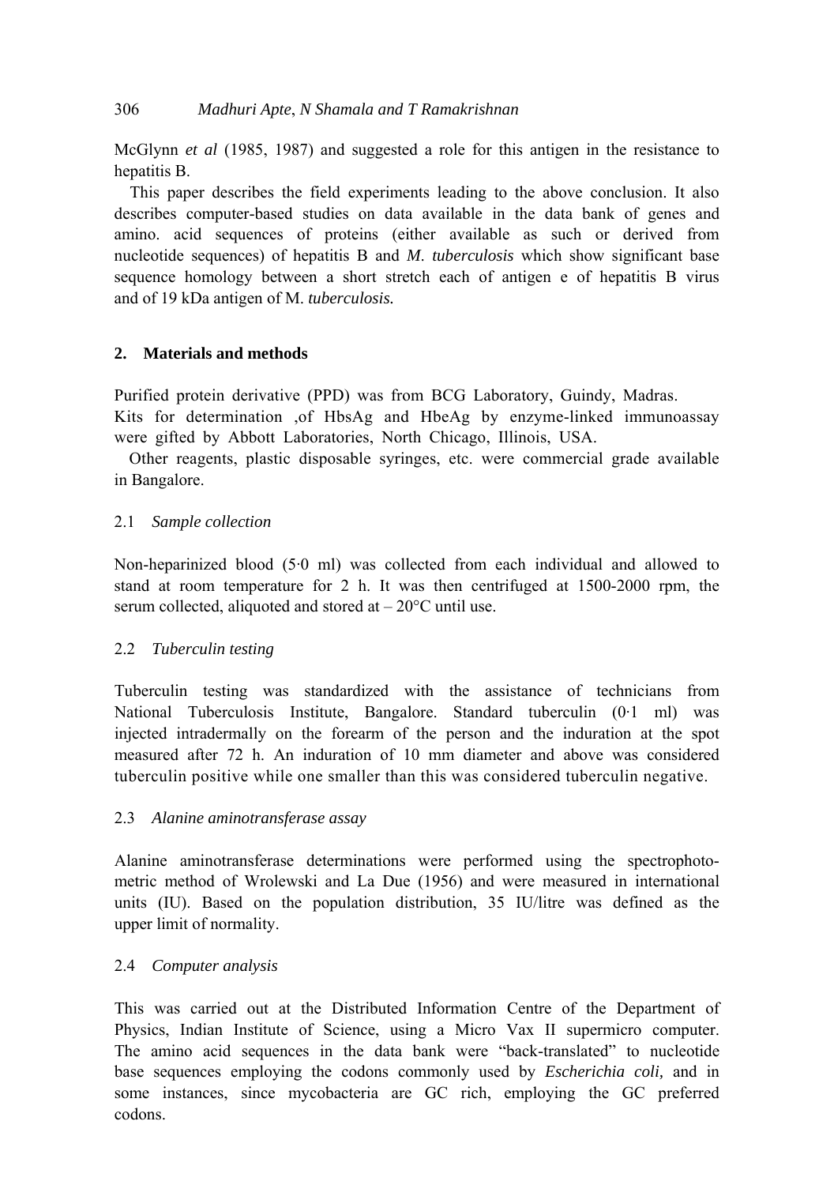McGlynn *et al* (1985, 1987) and suggested a role for this antigen in the resistance to hepatitis B.

This paper describes the field experiments leading to the above conclusion. It also describes computer-based studies on data available in the data bank of genes and amino. acid sequences of proteins (either available as such or derived from nucleotide sequences) of hepatitis B and *M. tuberculosis* which show significant base sequence homology between a short stretch each of antigen e of hepatitis B virus and of 19 kDa antigen of M. *tuberculosis.*

## 2. Materials and methods

Purified protein derivative (PPD) was from BCG Laboratory, Guindy, Madras.
Kits for determination ,of HbsAg and HbeAg by enzyme-linked immunoassay were gifted by Abbott Laboratories, North Chicago, Illinois, USA.

Other reagents, plastic disposable syringes, etc. were commercial grade available in Bangalore.

### 2.1 *Sample collection*

Non-heparinized blood (5·0 ml) was collected from each individual and allowed to stand at room temperature for 2 h. It was then centrifuged at 1500-2000 rpm, the serum collected, aliquoted and stored at – 20°C until use.

### 2.2 *Tuberculin testing*

Tuberculin testing was standardized with the assistance of technicians from National Tuberculosis Institute, Bangalore. Standard tuberculin (0·1 ml) was injected intradermally on the forearm of the person and the induration at the spot measured after 72 h. An induration of 10 mm diameter and above was considered tuberculin positive while one smaller than this was considered tuberculin negative.

### 2.3 *Alanine aminotransferase assay*

Alanine aminotransferase determinations were performed using the spectrophotometric method of Wrolewski and La Due (1956) and were measured in international units (IU). Based on the population distribution, 35 IU/litre was defined as the upper limit of normality.

### 2.4 *Computer analysis*

This was carried out at the Distributed Information Centre of the Department of Physics, Indian Institute of Science, using a Micro Vax II supermicro computer. The amino acid sequences in the data bank were "back-translated" to nucleotide base sequences employing the codons commonly used by *Escherichia coli,* and in some instances, since mycobacteria are GC rich, employing the GC preferred codons.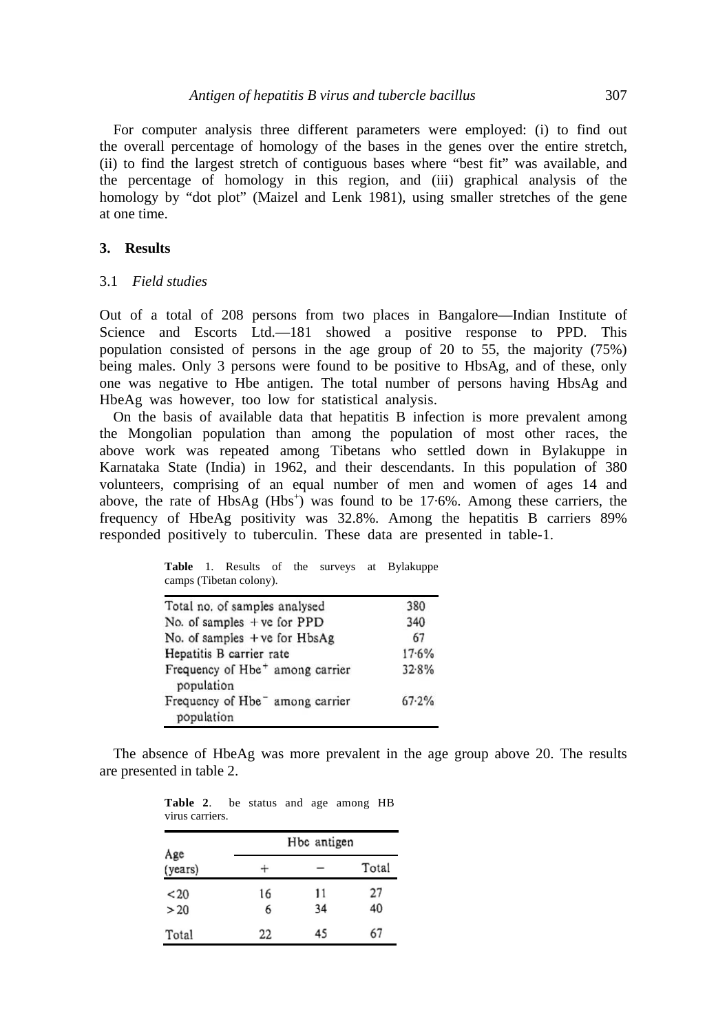For computer analysis three different parameters were employed: (i) to find out the overall percentage of homology of the bases in the genes over the entire stretch, (ii) to find the largest stretch of contiguous bases where "best fit" was available, and the percentage of homology in this region, and (iii) graphical analysis of the homology by "dot plot" (Maizel and Lenk 1981), using smaller stretches of the gene at one time.

## 3. Results

### 3.1 *Field studies*

Out of a total of 208 persons from two places in Bangalore—Indian Institute of Science and Escorts Ltd.—181 showed a positive response to PPD. This population consisted of persons in the age group of 20 to 55, the majority (75%) being males. Only 3 persons were found to be positive to HbsAg, and of these, only one was negative to Hbe antigen. The total number of persons having HbsAg and HbeAg was however, too low for statistical analysis.

On the basis of available data that hepatitis B infection is more prevalent among the Mongolian population than among the population of most other races, the above work was repeated among Tibetans who settled down in Bylakuppe in Karnataka State (India) in 1962, and their descendants. In this population of 380 volunteers, comprising of an equal number of men and women of ages 14 and above, the rate of HbsAg ($Hbs^+$) was found to be 17·6%. Among these carriers, the frequency of HbeAg positivity was 32.8%. Among the hepatitis B carriers 89% responded positively to tuberculin. These data are presented in table-1.

**Table** 1. Results of the surveys at Bylakuppe camps (Tibetan colony).

| | |
|---|---|
| Total no. of samples analysed | 380 |
| No. of samples +ve for PPD | 340 |
| No. of samples +ve for HbsAg | 67 |
| Hepatitis B carrier rate | 17·6% |
| Frequency of $Hbe^+$ among carrier population | 32·8% |
| Frequency of $Hbe^-$ among carrier population | 67·2% |

The absence of HbeAg was more prevalent in the age group above 20. The results are presented in table 2.

**Table 2**. be status and age among HB virus carriers.

| Age (years) | Hbe antigen | | |
|---|---|---|---|
| | + | − | Total |
| <20 | 16 | 11 | 27 |
| >20 | 6 | 34 | 40 |
| Total | 22 | 45 | 67 |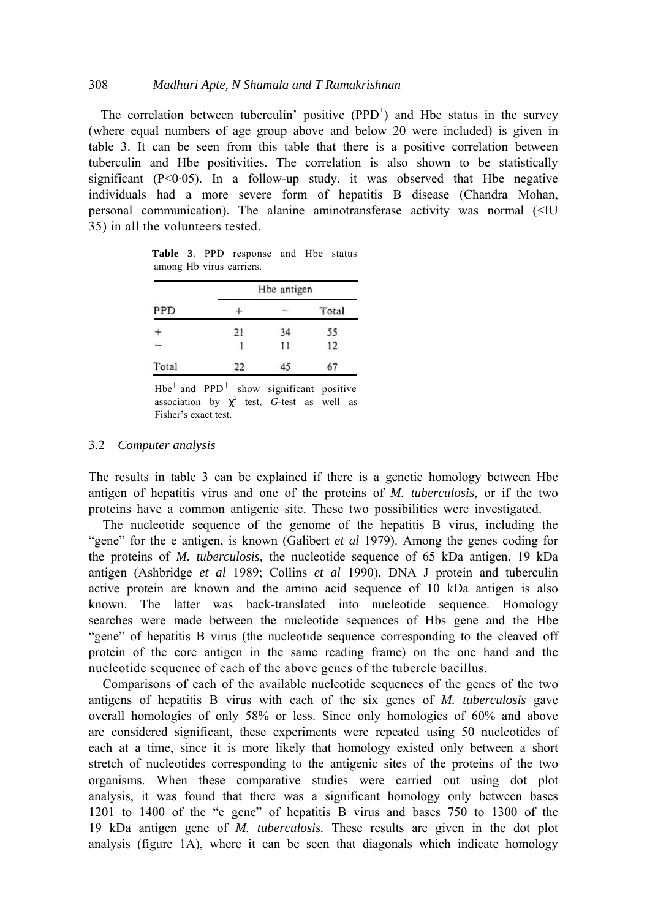The correlation between tuberculin' positive ($PPD^+$) and Hbe status in the survey (where equal numbers of age group above and below 20 were included) is given in table 3. It can be seen from this table that there is a positive correlation between tuberculin and Hbe positivities. The correlation is also shown to be statistically significant ($P<0{\cdot}05$). In a follow-up study, it was observed that Hbe negative individuals had a more severe form of hepatitis B disease (Chandra Mohan, personal communication). The alanine aminotransferase activity was normal (<IU 35) in all the volunteers tested.

**Table 3**. PPD response and Hbe status among Hb virus carriers.

| | Hbe antigen | | |
|---|---|---|---|
| PPD | + | − | Total |
| + | 21 | 34 | 55 |
| − | 1 | 11 | 12 |
| Total | 22 | 45 | 67 |

$Hbe^+$ and $PPD^+$ show significant positive association by $\chi^2$ test, *G*-test as well as Fisher's exact test.

### 3.2 *Computer analysis*

The results in table 3 can be explained if there is a genetic homology between Hbe antigen of hepatitis virus and one of the proteins of *M. tuberculosis,* or if the two proteins have a common antigenic site. These two possibilities were investigated.

The nucleotide sequence of the genome of the hepatitis B virus, including the "gene" for the e antigen, is known (Galibert *et al* 1979). Among the genes coding for the proteins of *M. tuberculosis,* the nucleotide sequence of 65 kDa antigen, 19 kDa antigen (Ashbridge *et al* 1989; Collins *et al* 1990), DNA J protein and tuberculin active protein are known and the amino acid sequence of 10 kDa antigen is also known. The latter was back-translated into nucleotide sequence. Homology searches were made between the nucleotide sequences of Hbs gene and the Hbe "gene" of hepatitis B virus (the nucleotide sequence corresponding to the cleaved off protein of the core antigen in the same reading frame) on the one hand and the nucleotide sequence of each of the above genes of the tubercle bacillus.

Comparisons of each of the available nucleotide sequences of the genes of the two antigens of hepatitis B virus with each of the six genes of *M. tuberculosis* gave overall homologies of only 58% or less. Since only homologies of 60% and above are considered significant, these experiments were repeated using 50 nucleotides of each at a time, since it is more likely that homology existed only between a short stretch of nucleotides corresponding to the antigenic sites of the proteins of the two organisms. When these comparative studies were carried out using dot plot analysis, it was found that there was a significant homology only between bases 1201 to 1400 of the "e gene" of hepatitis B virus and bases 750 to 1300 of the 19 kDa antigen gene of *M. tuberculosis.* These results are given in the dot plot analysis (figure 1A), where it can be seen that diagonals which indicate homology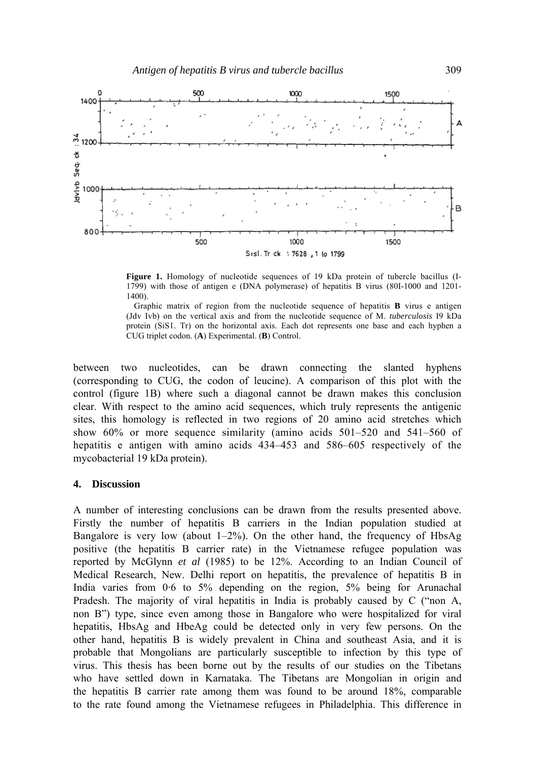**Figure 1.** Homology of nucleotide sequences of 19 kDa protein of tubercle bacillus (I-1799) with those of antigen e (DNA polymerase) of hepatitis B virus (80I-1000 and 1201-1400).

Graphic matrix of region from the nucleotide sequence of hepatitis **B** virus e antigen (Jdv Ivb) on the vertical axis and from the nucleotide sequence of M. *tuberculosis* I9 kDa protein (SiS1. Tr) on the horizontal axis. Each dot represents one base and each hyphen a CUG triplet codon. (**A**) Experimental. (**B**) Control.

between two nucleotides, can be drawn connecting the slanted hyphens (corresponding to CUG, the codon of leucine). A comparison of this plot with the control (figure 1B) where such a diagonal cannot be drawn makes this conclusion clear. With respect to the amino acid sequences, which truly represents the antigenic sites, this homology is reflected in two regions of 20 amino acid stretches which show 60% or more sequence similarity (amino acids 501–520 and 541–560 of hepatitis e antigen with amino acids 434–453 and 586–605 respectively of the mycobacterial 19 kDa protein).

## 4. Discussion

A number of interesting conclusions can be drawn from the results presented above. Firstly the number of hepatitis B carriers in the Indian population studied at Bangalore is very low (about 1–2%). On the other hand, the frequency of HbsAg positive (the hepatitis B carrier rate) in the Vietnamese refugee population was reported by McGlynn *et al* (1985) to be 12%. According to an Indian Council of Medical Research, New. Delhi report on hepatitis, the prevalence of hepatitis B in India varies from 0·6 to 5% depending on the region, 5% being for Arunachal Pradesh. The majority of viral hepatitis in India is probably caused by C ("non A, non B") type, since even among those in Bangalore who were hospitalized for viral hepatitis, HbsAg and HbeAg could be detected only in very few persons. On the other hand, hepatitis B is widely prevalent in China and southeast Asia, and it is probable that Mongolians are particularly susceptible to infection by this type of virus. This thesis has been borne out by the results of our studies on the Tibetans who have settled down in Karnataka. The Tibetans are Mongolian in origin and the hepatitis B carrier rate among them was found to be around 18%, comparable to the rate found among the Vietnamese refugees in Philadelphia. This difference in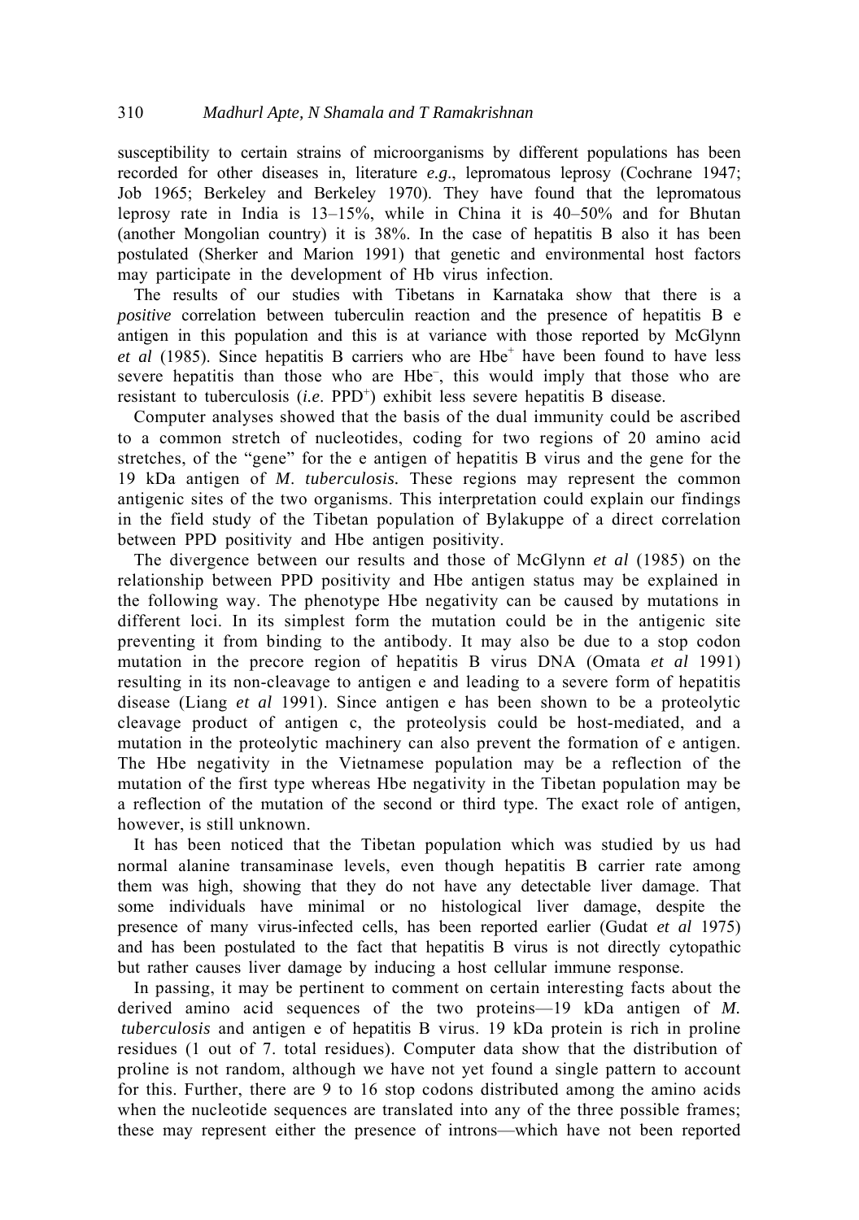susceptibility to certain strains of microorganisms by different populations has been recorded for other diseases in, literature *e.g*., lepromatous leprosy (Cochrane 1947; Job 1965; Berkeley and Berkeley 1970). They have found that the lepromatous leprosy rate in India is 13–15%, while in China it is 40–50% and for Bhutan (another Mongolian country) it is 38%. In the case of hepatitis B also it has been postulated (Sherker and Marion 1991) that genetic and environmental host factors may participate in the development of Hb virus infection.

The results of our studies with Tibetans in Karnataka show that there is a *positive* correlation between tuberculin reaction and the presence of hepatitis B e antigen in this population and this is at variance with those reported by McGlynn *et al* (1985). Since hepatitis B carriers who are $Hbe^+$ have been found to have less severe hepatitis than those who are $Hbe^-$, this would imply that those who are resistant to tuberculosis (*i.e*. $PPD^+$) exhibit less severe hepatitis B disease.

Computer analyses showed that the basis of the dual immunity could be ascribed to a common stretch of nucleotides, coding for two regions of 20 amino acid stretches, of the "gene" for the e antigen of hepatitis B virus and the gene for the 19 kDa antigen of *M. tuberculosis.* These regions may represent the common antigenic sites of the two organisms. This interpretation could explain our findings in the field study of the Tibetan population of Bylakuppe of a direct correlation between PPD positivity and Hbe antigen positivity.

The divergence between our results and those of McGlynn *et al* (1985) on the relationship between PPD positivity and Hbe antigen status may be explained in the following way. The phenotype Hbe negativity can be caused by mutations in different loci. In its simplest form the mutation could be in the antigenic site preventing it from binding to the antibody. It may also be due to a stop codon mutation in the precore region of hepatitis B virus DNA (Omata *et al* 1991) resulting in its non-cleavage to antigen e and leading to a severe form of hepatitis disease (Liang *et al* 1991). Since antigen e has been shown to be a proteolytic cleavage product of antigen c, the proteolysis could be host-mediated, and a mutation in the proteolytic machinery can also prevent the formation of e antigen. The Hbe negativity in the Vietnamese population may be a reflection of the mutation of the first type whereas Hbe negativity in the Tibetan population may be a reflection of the mutation of the second or third type. The exact role of antigen, however, is still unknown.

It has been noticed that the Tibetan population which was studied by us had normal alanine transaminase levels, even though hepatitis B carrier rate among them was high, showing that they do not have any detectable liver damage. That some individuals have minimal or no histological liver damage, despite the presence of many virus-infected cells, has been reported earlier (Gudat *et al* 1975) and has been postulated to the fact that hepatitis B virus is not directly cytopathic but rather causes liver damage by inducing a host cellular immune response.

In passing, it may be pertinent to comment on certain interesting facts about the derived amino acid sequences of the two proteins—19 kDa antigen of *M. tuberculosis* and antigen e of hepatitis B virus. 19 kDa protein is rich in proline residues (1 out of 7. total residues). Computer data show that the distribution of proline is not random, although we have not yet found a single pattern to account for this. Further, there are 9 to 16 stop codons distributed among the amino acids when the nucleotide sequences are translated into any of the three possible frames; these may represent either the presence of introns—which have not been reported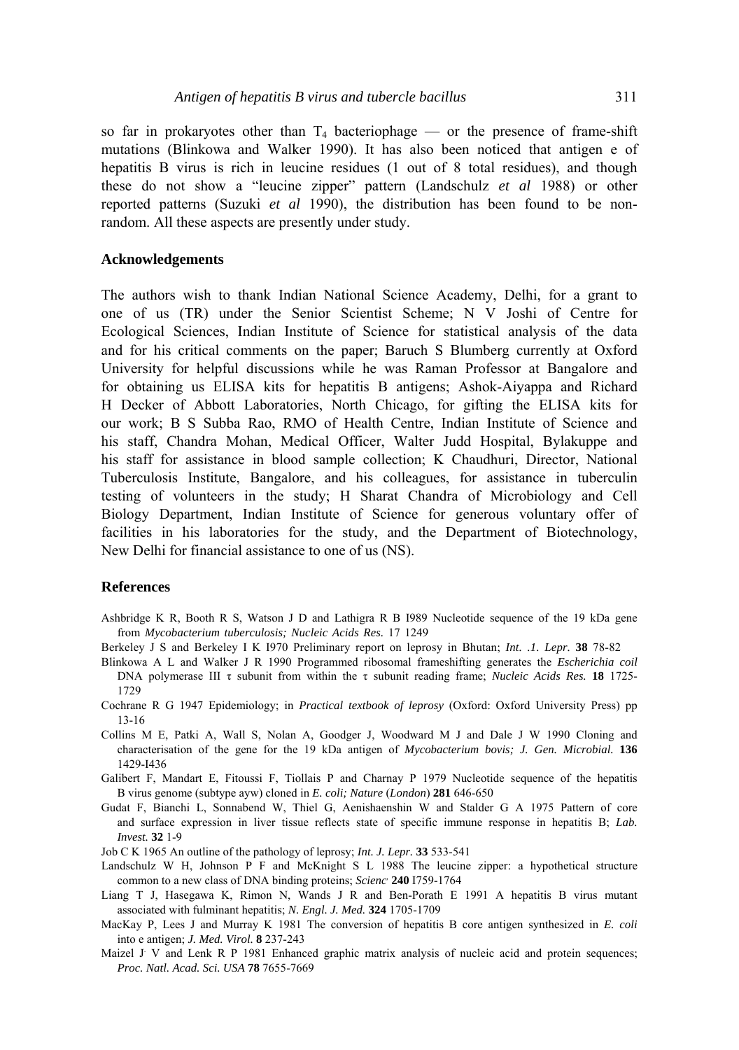so far in prokaryotes other than $T_4$ bacteriophage — or the presence of frame-shift mutations (Blinkowa and Walker 1990). It has also been noticed that antigen e of hepatitis B virus is rich in leucine residues (1 out of 8 total residues), and though these do not show a "leucine zipper" pattern (Landschulz *et al* 1988) or other reported patterns (Suzuki *et al* 1990), the distribution has been found to be non-random. All these aspects are presently under study.

## Acknowledgements

The authors wish to thank Indian National Science Academy, Delhi, for a grant to one of us (TR) under the Senior Scientist Scheme; N V Joshi of Centre for Ecological Sciences, Indian Institute of Science for statistical analysis of the data and for his critical comments on the paper; Baruch S Blumberg currently at Oxford University for helpful discussions while he was Raman Professor at Bangalore and for obtaining us ELISA kits for hepatitis B antigens; Ashok-Aiyappa and Richard H Decker of Abbott Laboratories, North Chicago, for gifting the ELISA kits for our work; B S Subba Rao, RMO of Health Centre, Indian Institute of Science and his staff, Chandra Mohan, Medical Officer, Walter Judd Hospital, Bylakuppe and his staff for assistance in blood sample collection; K Chaudhuri, Director, National Tuberculosis Institute, Bangalore, and his colleagues, for assistance in tuberculin testing of volunteers in the study; H Sharat Chandra of Microbiology and Cell Biology Department, Indian Institute of Science for generous voluntary offer of facilities in his laboratories for the study, and the Department of Biotechnology, New Delhi for financial assistance to one of us (NS).

## References

Ashbridge K R, Booth R S, Watson J D and Lathigra R B I989 Nucleotide sequence of the 19 kDa gene from *Mycobacterium tuberculosis; Nucleic Acids Res.* 17 1249

Berkeley J S and Berkeley I K I970 Preliminary report on leprosy in Bhutan; *Int. .1. Lepr.* **38** 78-82

Blinkowa A L and Walker J R 1990 Programmed ribosomal frameshifting generates the *Escherichia coil* DNA polymerase III τ subunit from within the τ subunit reading frame; *Nucleic Acids Res.* **18** 1725-1729

Cochrane R G 1947 Epidemiology; in *Practical textbook of leprosy* (Oxford: Oxford University Press) pp 13-16

Collins M E, Patki A, Wall S, Nolan A, Goodger J, Woodward M J and Dale J W 1990 Cloning and characterisation of the gene for the 19 kDa antigen of *Mycobacterium bovis; J. Gen. Microbial.* **136** 1429-I436

Galibert F, Mandart E, Fitoussi F, Tiollais P and Charnay P 1979 Nucleotide sequence of the hepatitis B virus genome (subtype ayw) cloned in *E. coli; Nature* (*London*) **281** 646-650

Gudat F, Bianchi L, Sonnabend W, Thiel G, Aenishaenshin W and Stalder G A 1975 Pattern of core and surface expression in liver tissue reflects state of specific immune response in hepatitis B; *Lab. Invest.* **32** 1-9

Job C K 1965 An outline of the pathology of leprosy; *Int. J. Lepr.* **33** 533-541

Landschulz W H, Johnson P F and McKnight S L 1988 The leucine zipper: a hypothetical structure common to a new class of DNA binding proteins; *Scienc* **240** I759-1764

Liang T J, Hasegawa K, Rimon N, Wands J R and Ben-Porath E 1991 A hepatitis B virus mutant associated with fulminant hepatitis; *N. Engl. J. Med.* **324** 1705-1709

MacKay P, Lees J and Murray K 1981 The conversion of hepatitis B core antigen synthesized in *E. coli* into e antigen; *J. Med. Virol.* **8** 237-243

Maizel J V and Lenk R P 1981 Enhanced graphic matrix analysis of nucleic acid and protein sequences; *Proc. Natl. Acad. Sci. USA* **78** 7655-7669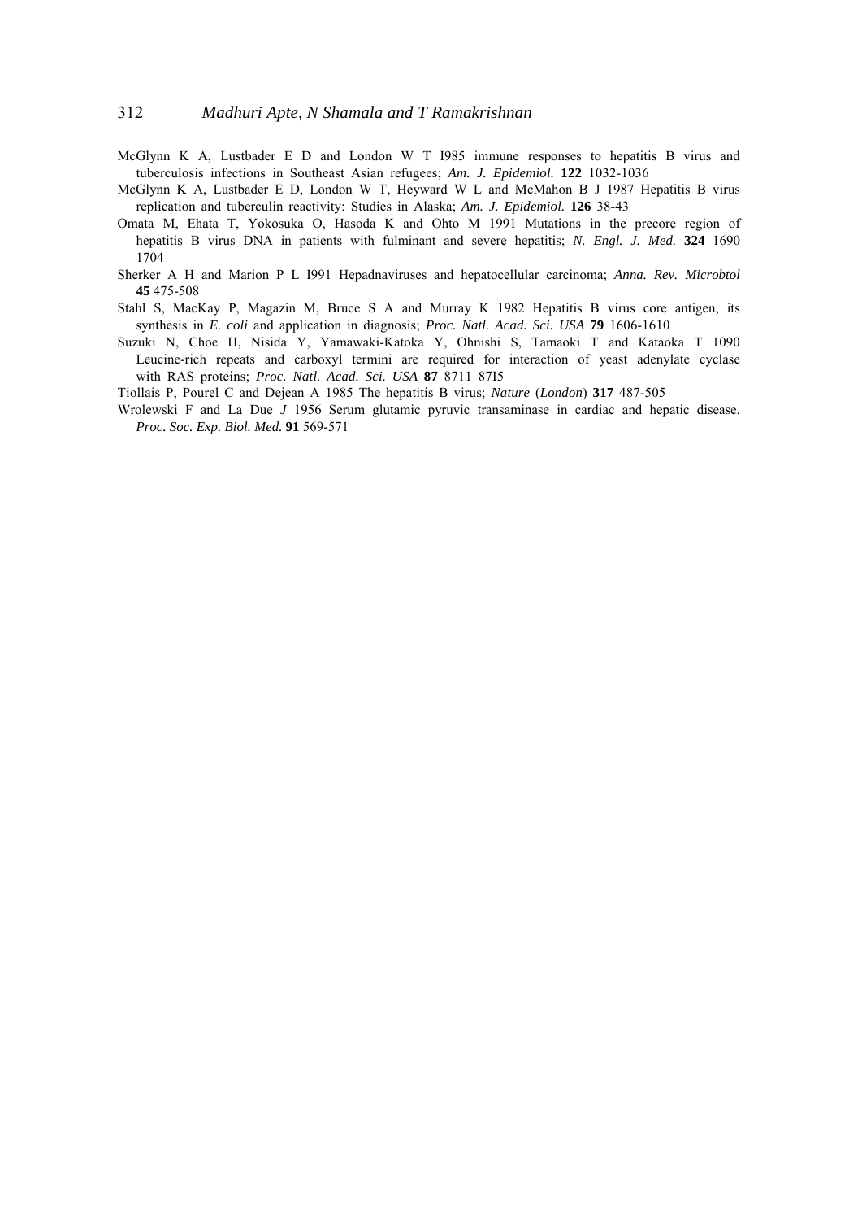McGlynn K A, Lustbader E D and London W T I985 immune responses to hepatitis B virus and tuberculosis infections in Southeast Asian refugees; *Am. J. Epidemiol.* **122** 1032-1036

McGlynn K A, Lustbader E D, London W T, Heyward W L and McMahon B J 1987 Hepatitis B virus replication and tuberculin reactivity: Studies in Alaska; *Am. J. Epidemiol.* **126** 38-43

Omata M, Ehata T, Yokosuka O, Hasoda K and Ohto M 1991 Mutations in the precore region of hepatitis B virus DNA in patients with fulminant and severe hepatitis; *N. Engl. J. Med.* **324** 1690 1704

Sherker A H and Marion P L I991 Hepadnaviruses and hepatocellular carcinoma; *Anna. Rev. Microbtol* **45** 475-508

Stahl S, MacKay P, Magazin M, Bruce S A and Murray K 1982 Hepatitis B virus core antigen, its synthesis in *E. coli* and application in diagnosis; *Proc. Natl. Acad. Sci. USA* **79** 1606-1610

Suzuki N, Choe H, Nisida Y, Yamawaki-Katoka Y, Ohnishi S, Tamaoki T and Kataoka T 1090 Leucine-rich repeats and carboxyl termini are required for interaction of yeast adenylate cyclase with RAS proteins; *Proc. Natl. Acad. Sci. USA* **87** 8711 87I5

Tiollais P, Pourel C and Dejean A 1985 The hepatitis B virus; *Nature* (*London*) **317** 487-505

Wrolewski F and La Due *J* 1956 Serum glutamic pyruvic transaminase in cardiac and hepatic disease. *Proc. Soc. Exp. Biol. Med.* **91** 569-571